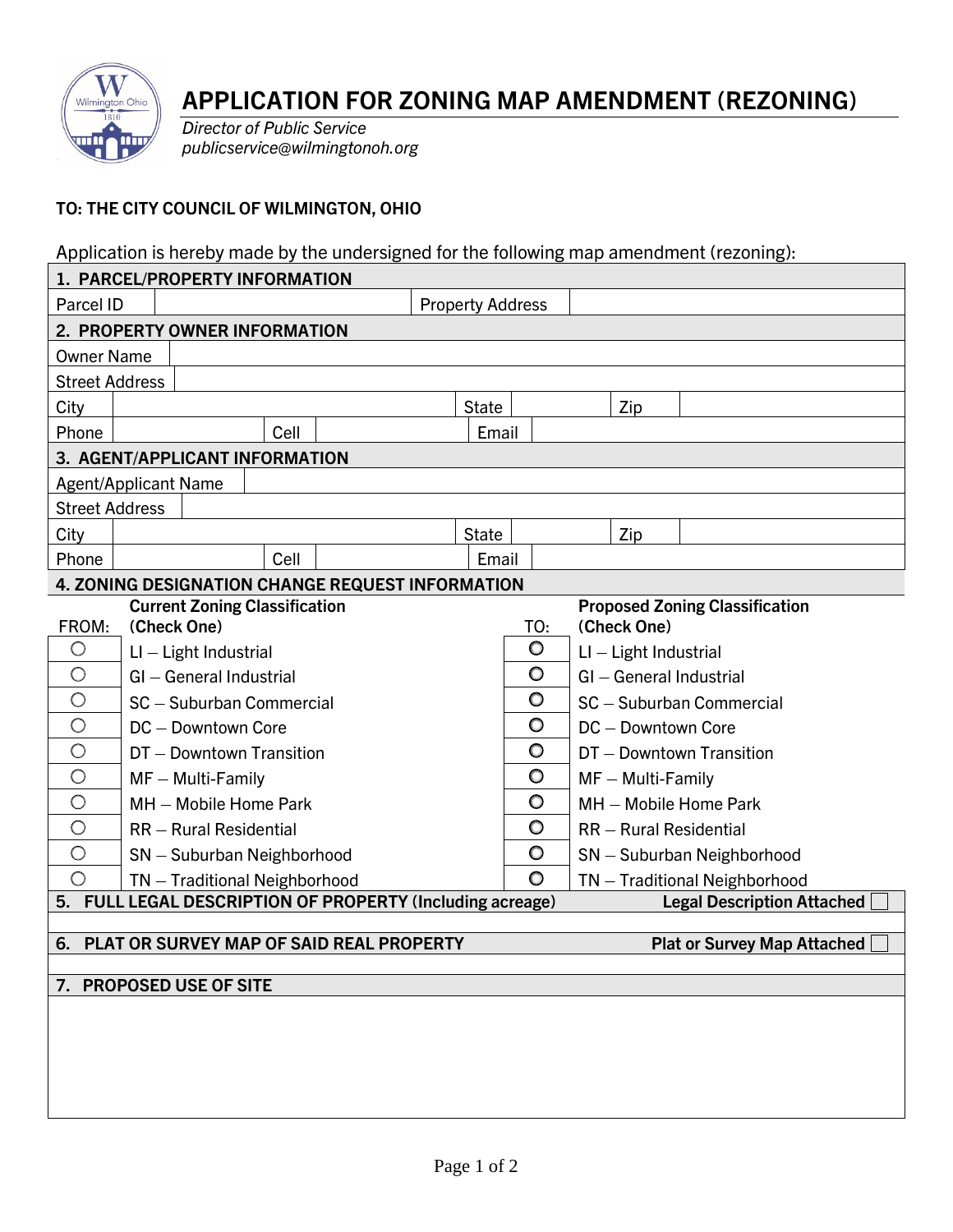# APPLICATION FOR ZONING MAP AMENDMENT (REZONING)

*Director of Public Service*
*publicservice@wilmingtonoh.org*

**TO: THE CITY COUNCIL OF WILMINGTON, OHIO**

Application is hereby made by the undersigned for the following map amendment (rezoning):

| **1. PARCEL/PROPERTY INFORMATION** | | | |
|---|---|---|---|
| Parcel ID | | Property Address | |

| **2. PROPERTY OWNER INFORMATION** | | | | | |
|---|---|---|---|---|---|
| Owner Name | | | | | |
| Street Address | | | | | |
| City | | State | | Zip | |
| Phone | | Cell | | Email | |

| **3. AGENT/APPLICANT INFORMATION** | | | | | |
|---|---|---|---|---|---|
| Agent/Applicant Name | | | | | |
| Street Address | | | | | |
| City | | State | | Zip | |
| Phone | | Cell | | Email | |

**4. ZONING DESIGNATION CHANGE REQUEST INFORMATION**

| FROM: | **Current Zoning Classification (Check One)** | TO: | **Proposed Zoning Classification (Check One)** |
|---|---|---|---|
| ○ | LI – Light Industrial | ○ | LI – Light Industrial |
| ○ | GI – General Industrial | ○ | GI – General Industrial |
| ○ | SC – Suburban Commercial | ○ | SC – Suburban Commercial |
| ○ | DC – Downtown Core | ○ | DC – Downtown Core |
| ○ | DT – Downtown Transition | ○ | DT – Downtown Transition |
| ○ | MF – Multi-Family | ○ | MF – Multi-Family |
| ○ | MH – Mobile Home Park | ○ | MH – Mobile Home Park |
| ○ | RR – Rural Residential | ○ | RR – Rural Residential |
| ○ | SN – Suburban Neighborhood | ○ | SN – Suburban Neighborhood |
| ○ | TN – Traditional Neighborhood | ○ | TN – Traditional Neighborhood |

**5. FULL LEGAL DESCRIPTION OF PROPERTY (Including acreage)** — **Legal Description Attached** ☐

**6. PLAT OR SURVEY MAP OF SAID REAL PROPERTY** — **Plat or Survey Map Attached** ☐

**7. PROPOSED USE OF SITE**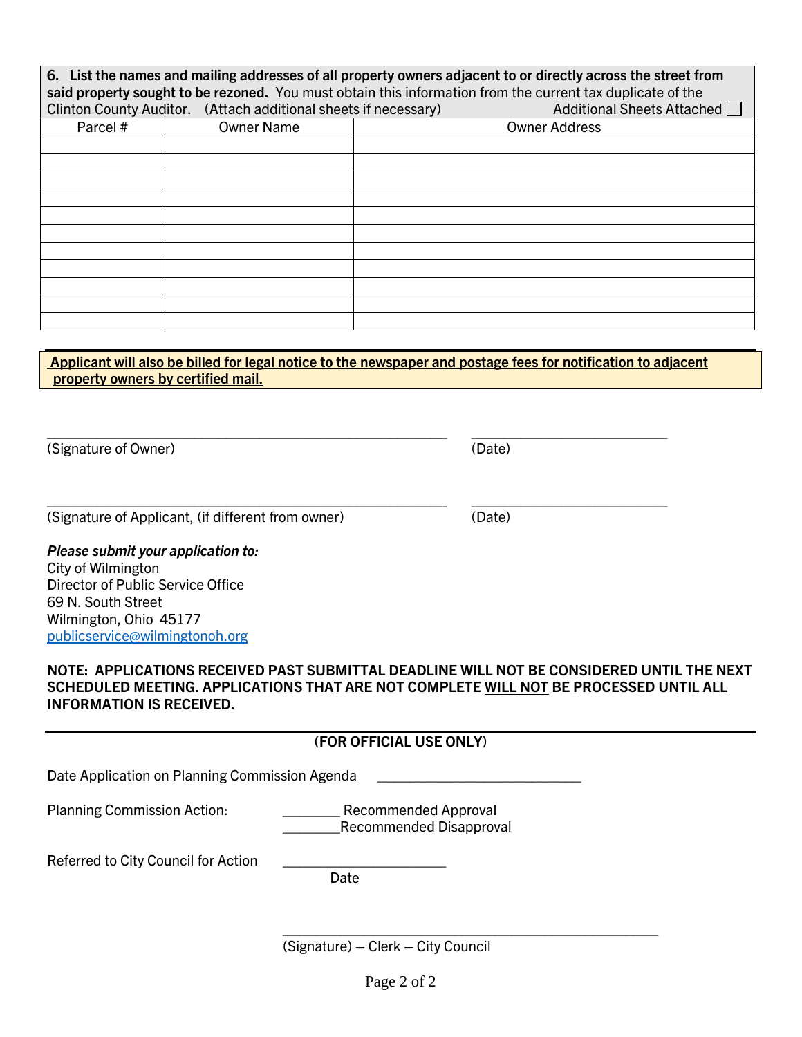**6. List the names and mailing addresses of all property owners adjacent to or directly across the street from said property sought to be rezoned.** You must obtain this information from the current tax duplicate of the Clinton County Auditor. (Attach additional sheets if necessary) Additional Sheets Attached ☐

| Parcel # | Owner Name | Owner Address |
|---|---|---|
| | | |
| | | |
| | | |
| | | |
| | | |
| | | |
| | | |
| | | |
| | | |
| | | |
| | | |

**Applicant will also be billed for legal notice to the newspaper and postage fees for notification to adjacent property owners by certified mail.**

\_\_\_\_\_\_\_\_\_\_\_\_\_\_\_\_\_\_\_\_\_\_\_\_\_\_\_\_\_\_\_\_\_\_\_\_\_\_\_\_\_\_ \_\_\_\_\_\_\_\_\_\_\_\_\_\_\_\_\_\_\_\_
(Signature of Owner) (Date)

\_\_\_\_\_\_\_\_\_\_\_\_\_\_\_\_\_\_\_\_\_\_\_\_\_\_\_\_\_\_\_\_\_\_\_\_\_\_\_\_\_\_ \_\_\_\_\_\_\_\_\_\_\_\_\_\_\_\_\_\_\_\_
(Signature of Applicant, (if different from owner) (Date)

***Please submit your application to:***
City of Wilmington
Director of Public Service Office
69 N. South Street
Wilmington, Ohio 45177
publicservice@wilmingtonoh.org

**NOTE: APPLICATIONS RECEIVED PAST SUBMITTAL DEADLINE WILL NOT BE CONSIDERED UNTIL THE NEXT SCHEDULED MEETING. APPLICATIONS THAT ARE NOT COMPLETE WILL NOT BE PROCESSED UNTIL ALL INFORMATION IS RECEIVED.**

**(FOR OFFICIAL USE ONLY)**

Date Application on Planning Commission Agenda \_\_\_\_\_\_\_\_\_\_\_\_\_\_\_\_\_\_\_\_

Planning Commission Action: \_\_\_\_\_\_\_\_ Recommended Approval
\_\_\_\_\_\_\_\_ Recommended Disapproval

Referred to City Council for Action \_\_\_\_\_\_\_\_\_\_\_\_\_\_\_\_\_\_\_\_
Date

\_\_\_\_\_\_\_\_\_\_\_\_\_\_\_\_\_\_\_\_\_\_\_\_\_\_\_\_\_\_\_\_\_\_\_\_\_\_\_\_
(Signature) – Clerk – City Council